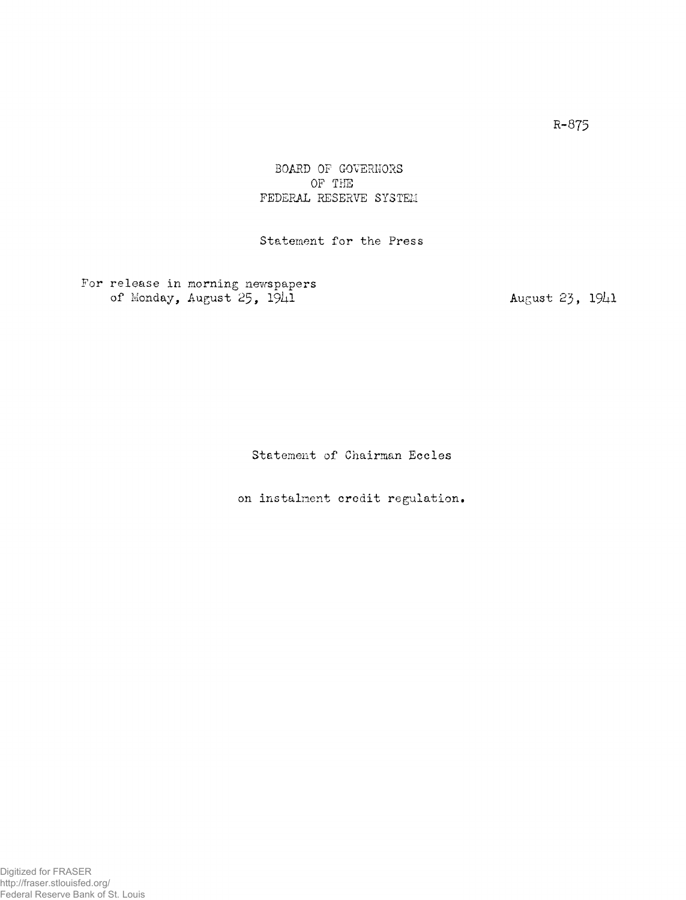R-875

BOARD OF GOVERNORS
OF THE
FEDERAL RESERVE SYSTEM

Statement for the Press

For release in morning newspapers
of Monday, August 25, 1941

August 23, 1941

Statement of Chairman Eccles

on instalment credit regulation.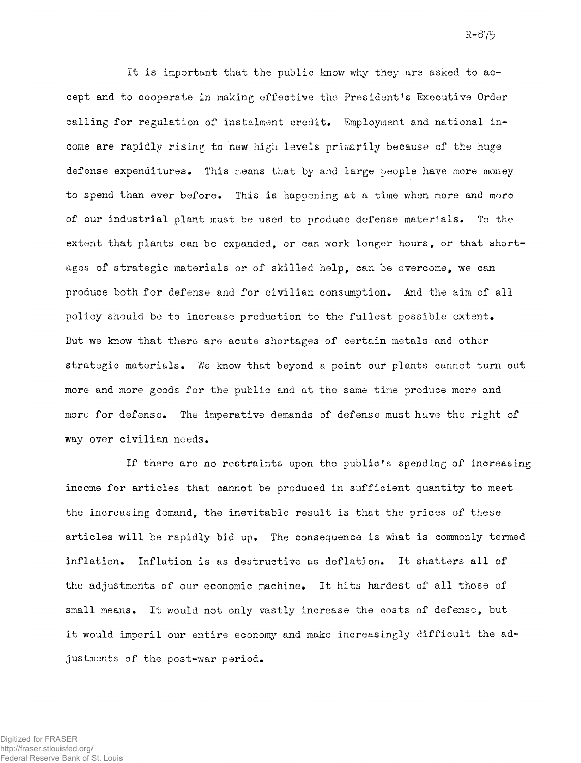It is important that the public know why they are asked to accept and to cooperate in making effective the President's Executive Order calling for regulation of instalment credit. Employment and national income are rapidly rising to new high levels primarily because of the huge defense expenditures. This means that by and large people have more money to spend than ever before. This is happening at a time when more and more of our industrial plant must be used to produce defense materials. To the extent that plants can be expanded, or can work longer hours, or that shortages of strategic materials or of skilled help, can be overcome, we can produce both for defense and for civilian consumption. And the aim of all policy should be to increase production to the fullest possible extent. But we know that there are acute shortages of certain metals and other strategic materials. We know that beyond a point our plants cannot turn out more and more goods for the public and at the same time produce more and more for defense. The imperative demands of defense must have the right of way over civilian needs.

If there are no restraints upon the public's spending of increasing income for articles that cannot be produced in sufficient quantity to meet the increasing demand, the inevitable result is that the prices of these articles will be rapidly bid up. The consequence is what is commonly termed inflation. Inflation is as destructive as deflation. It shatters all of the adjustments of our economic machine. It hits hardest of all those of small means. It would not only vastly increase the costs of defense, but it would imperil our entire economy and make increasingly difficult the adjustments of the post-war period.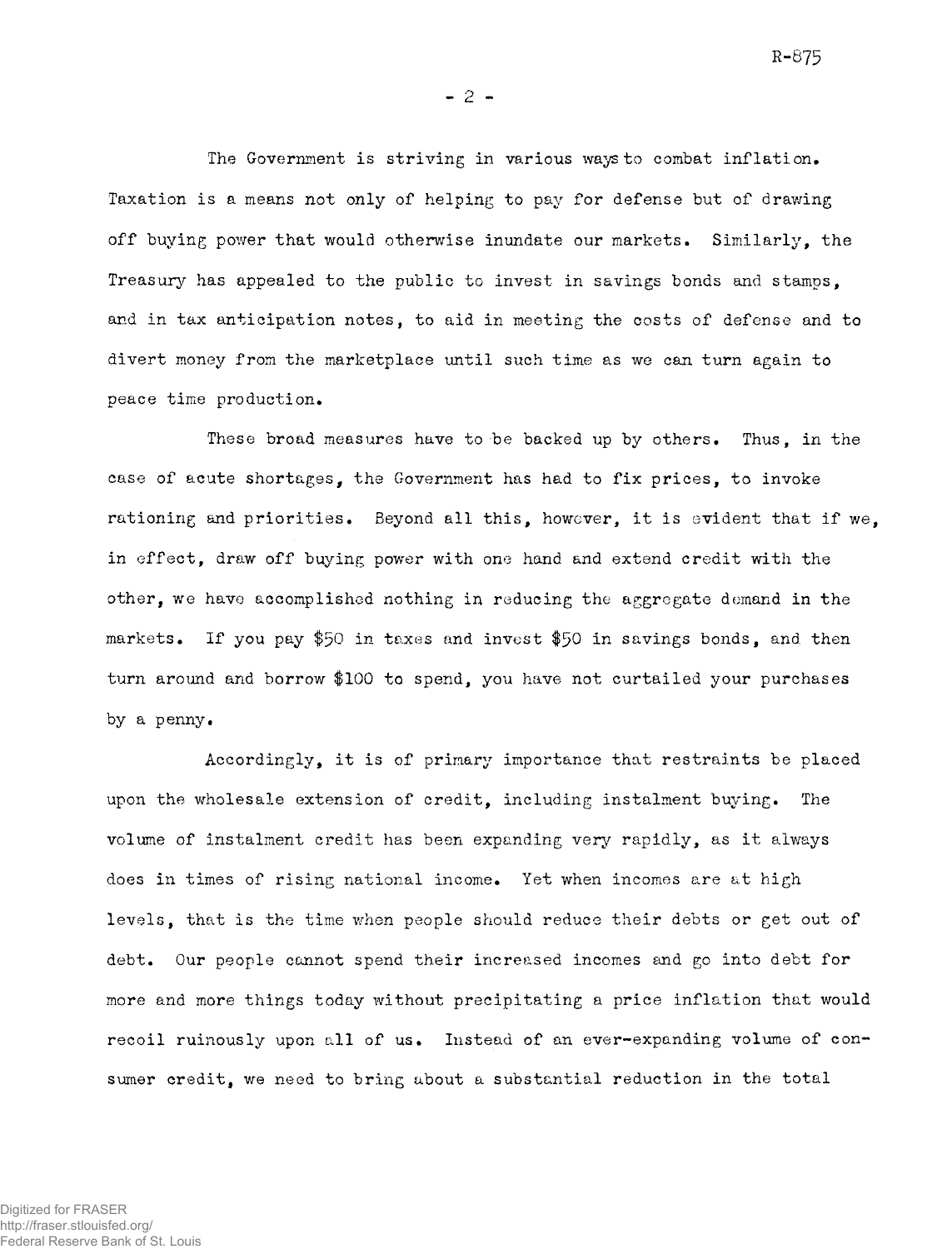The Government is striving in various ways to combat inflation. Taxation is a means not only of helping to pay for defense but of drawing off buying power that would otherwise inundate our markets. Similarly, the Treasury has appealed to the public to invest in savings bonds and stamps, and in tax anticipation notes, to aid in meeting the costs of defense and to divert money from the marketplace until such time as we can turn again to peace time production.

These broad measures have to be backed up by others. Thus, in the case of acute shortages, the Government has had to fix prices, to invoke rationing and priorities. Beyond all this, however, it is evident that if we, in effect, draw off buying power with one hand and extend credit with the other, we have accomplished nothing in reducing the aggregate demand in the markets. If you pay $50 in taxes and invest $50 in savings bonds, and then turn around and borrow $100 to spend, you have not curtailed your purchases by a penny.

Accordingly, it is of primary importance that restraints be placed upon the wholesale extension of credit, including instalment buying. The volume of instalment credit has been expanding very rapidly, as it always does in times of rising national income. Yet when incomes are at high levels, that is the time when people should reduce their debts or get out of debt. Our people cannot spend their increased incomes and go into debt for more and more things today without precipitating a price inflation that would recoil ruinously upon all of us. Instead of an ever-expanding volume of consumer credit, we need to bring about a substantial reduction in the total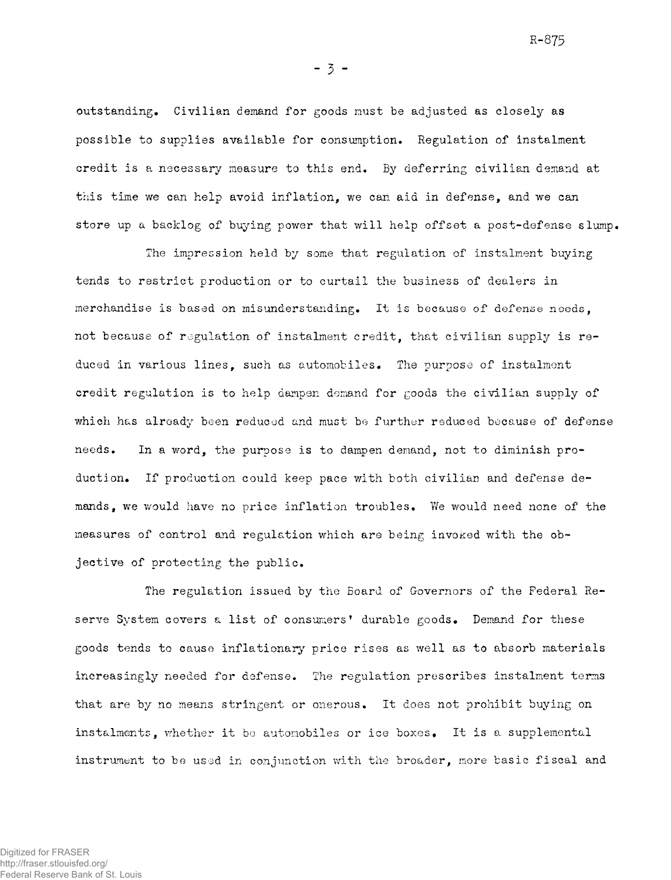outstanding. Civilian demand for goods must be adjusted as closely as possible to supplies available for consumption. Regulation of instalment credit is a necessary measure to this end. By deferring civilian demand at this time we can help avoid inflation, we can aid in defense, and we can store up a backlog of buying power that will help offset a post-defense slump.

The impression held by some that regulation of instalment buying tends to restrict production or to curtail the business of dealers in merchandise is based on misunderstanding. It is because of defense needs, not because of regulation of instalment credit, that civilian supply is reduced in various lines, such as automobiles. The purpose of instalment credit regulation is to help dampen demand for goods the civilian supply of which has already been reduced and must be further reduced because of defense needs. In a word, the purpose is to dampen demand, not to diminish production. If production could keep pace with both civilian and defense demands, we would have no price inflation troubles. We would need none of the measures of control and regulation which are being invoked with the objective of protecting the public.

The regulation issued by the Board of Governors of the Federal Reserve System covers a list of consumers' durable goods. Demand for these goods tends to cause inflationary price rises as well as to absorb materials increasingly needed for defense. The regulation prescribes instalment terms that are by no means stringent or onerous. It does not prohibit buying on instalments, whether it be automobiles or ice boxes. It is a supplemental instrument to be used in conjunction with the broader, more basic fiscal and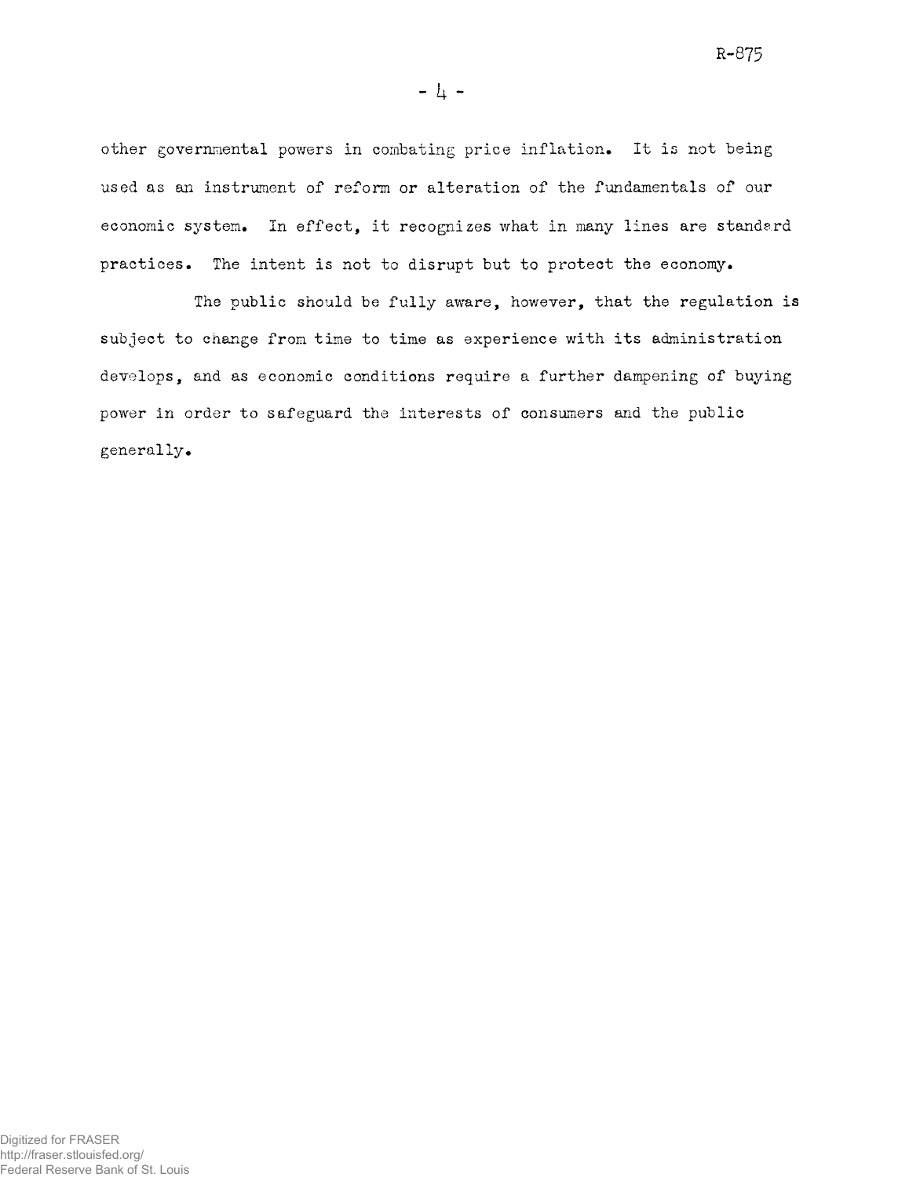other governmental powers in combating price inflation. It is not being used as an instrument of reform or alteration of the fundamentals of our economic system. In effect, it recognizes what in many lines are standard practices. The intent is not to disrupt but to protect the economy.

The public should be fully aware, however, that the regulation is subject to change from time to time as experience with its administration develops, and as economic conditions require a further dampening of buying power in order to safeguard the interests of consumers and the public generally.